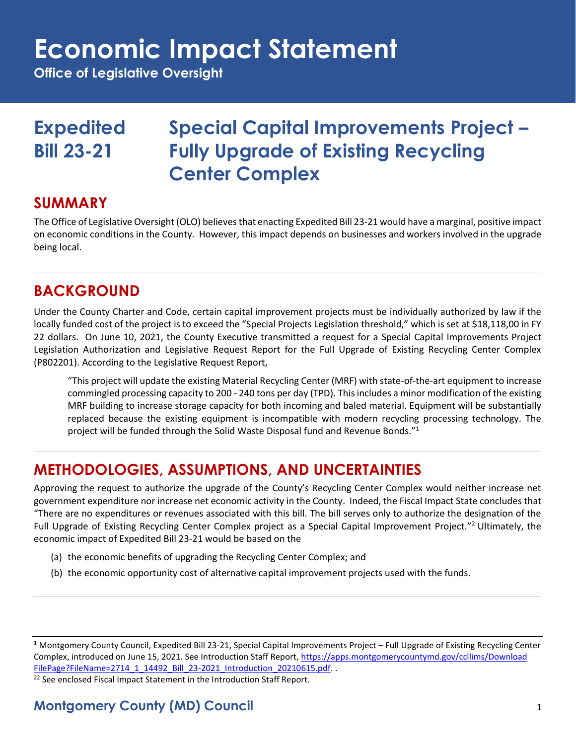# Economic Impact Statement

**Office of Legislative Oversight**

# Expedited Bill 23-21 — Special Capital Improvements Project – Fully Upgrade of Existing Recycling Center Complex

## SUMMARY

The Office of Legislative Oversight (OLO) believes that enacting Expedited Bill 23-21 would have a marginal, positive impact on economic conditions in the County. However, this impact depends on businesses and workers involved in the upgrade being local.

## BACKGROUND

Under the County Charter and Code, certain capital improvement projects must be individually authorized by law if the locally funded cost of the project is to exceed the "Special Projects Legislation threshold," which is set at $18,118,00 in FY 22 dollars. On June 10, 2021, the County Executive transmitted a request for a Special Capital Improvements Project Legislation Authorization and Legislative Request Report for the Full Upgrade of Existing Recycling Center Complex (P802201). According to the Legislative Request Report,

> "This project will update the existing Material Recycling Center (MRF) with state-of-the-art equipment to increase commingled processing capacity to 200 - 240 tons per day (TPD). This includes a minor modification of the existing MRF building to increase storage capacity for both incoming and baled material. Equipment will be substantially replaced because the existing equipment is incompatible with modern recycling processing technology. The project will be funded through the Solid Waste Disposal fund and Revenue Bonds."[1]

## METHODOLOGIES, ASSUMPTIONS, AND UNCERTAINTIES

Approving the request to authorize the upgrade of the County's Recycling Center Complex would neither increase net government expenditure nor increase net economic activity in the County. Indeed, the Fiscal Impact State concludes that "There are no expenditures or revenues associated with this bill. The bill serves only to authorize the designation of the Full Upgrade of Existing Recycling Center Complex project as a Special Capital Improvement Project."[2] Ultimately, the economic impact of Expedited Bill 23-21 would be based on the

(a) the economic benefits of upgrading the Recycling Center Complex; and

(b) the economic opportunity cost of alternative capital improvement projects used with the funds.

---

[1] Montgomery County Council, Expedited Bill 23-21, Special Capital Improvements Project – Full Upgrade of Existing Recycling Center Complex, introduced on June 15, 2021. See Introduction Staff Report, https://apps.montgomerycountymd.gov/ccllims/DownloadFilePage?FileName=2714_1_14492_Bill_23-2021_Introduction_20210615.pdf. .

[22] See enclosed Fiscal Impact Statement in the Introduction Staff Report.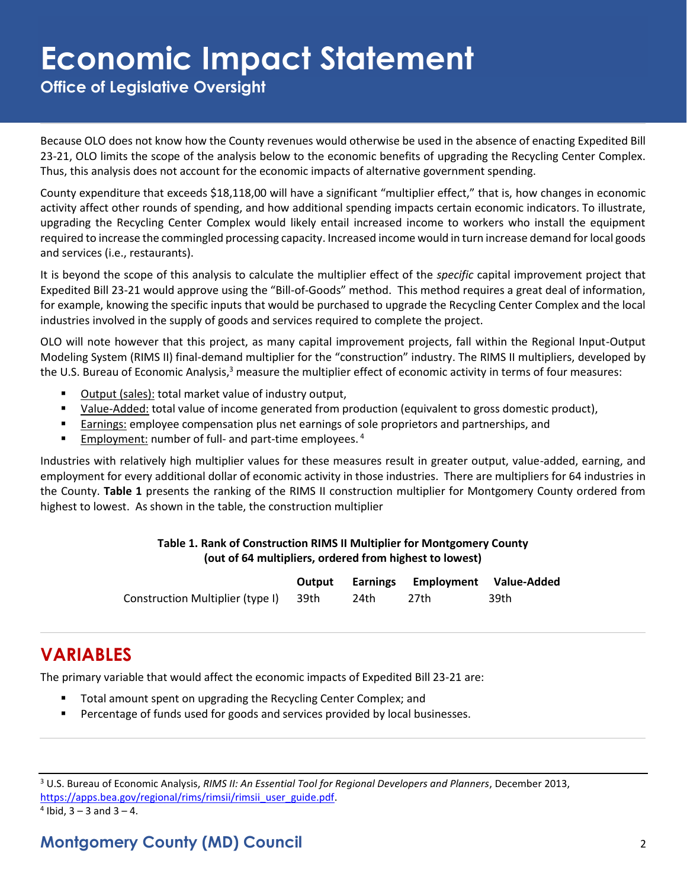Because OLO does not know how the County revenues would otherwise be used in the absence of enacting Expedited Bill 23-21, OLO limits the scope of the analysis below to the economic benefits of upgrading the Recycling Center Complex. Thus, this analysis does not account for the economic impacts of alternative government spending.

County expenditure that exceeds $18,118,00 will have a significant "multiplier effect," that is, how changes in economic activity affect other rounds of spending, and how additional spending impacts certain economic indicators. To illustrate, upgrading the Recycling Center Complex would likely entail increased income to workers who install the equipment required to increase the commingled processing capacity. Increased income would in turn increase demand for local goods and services (i.e., restaurants).

It is beyond the scope of this analysis to calculate the multiplier effect of the *specific* capital improvement project that Expedited Bill 23-21 would approve using the "Bill-of-Goods" method. This method requires a great deal of information, for example, knowing the specific inputs that would be purchased to upgrade the Recycling Center Complex and the local industries involved in the supply of goods and services required to complete the project.

OLO will note however that this project, as many capital improvement projects, fall within the Regional Input-Output Modeling System (RIMS II) final-demand multiplier for the "construction" industry. The RIMS II multipliers, developed by the U.S. Bureau of Economic Analysis,[3] measure the multiplier effect of economic activity in terms of four measures:

- Output (sales): total market value of industry output,
- Value-Added: total value of income generated from production (equivalent to gross domestic product),
- Earnings: employee compensation plus net earnings of sole proprietors and partnerships, and
- Employment: number of full- and part-time employees. [4]

Industries with relatively high multiplier values for these measures result in greater output, value-added, earning, and employment for every additional dollar of economic activity in those industries. There are multipliers for 64 industries in the County. **Table 1** presents the ranking of the RIMS II construction multiplier for Montgomery County ordered from highest to lowest. As shown in the table, the construction multiplier

**Table 1. Rank of Construction RIMS II Multiplier for Montgomery County (out of 64 multipliers, ordered from highest to lowest)**

| | Output | Earnings | Employment | Value-Added |
|---|---|---|---|---|
| Construction Multiplier (type I) | 39th | 24th | 27th | 39th |

## VARIABLES

The primary variable that would affect the economic impacts of Expedited Bill 23-21 are:

- Total amount spent on upgrading the Recycling Center Complex; and
- Percentage of funds used for goods and services provided by local businesses.

[3] U.S. Bureau of Economic Analysis, *RIMS II: An Essential Tool for Regional Developers and Planners*, December 2013, https://apps.bea.gov/regional/rims/rimsii/rimsii_user_guide.pdf.

[4] Ibid, 3 – 3 and 3 – 4.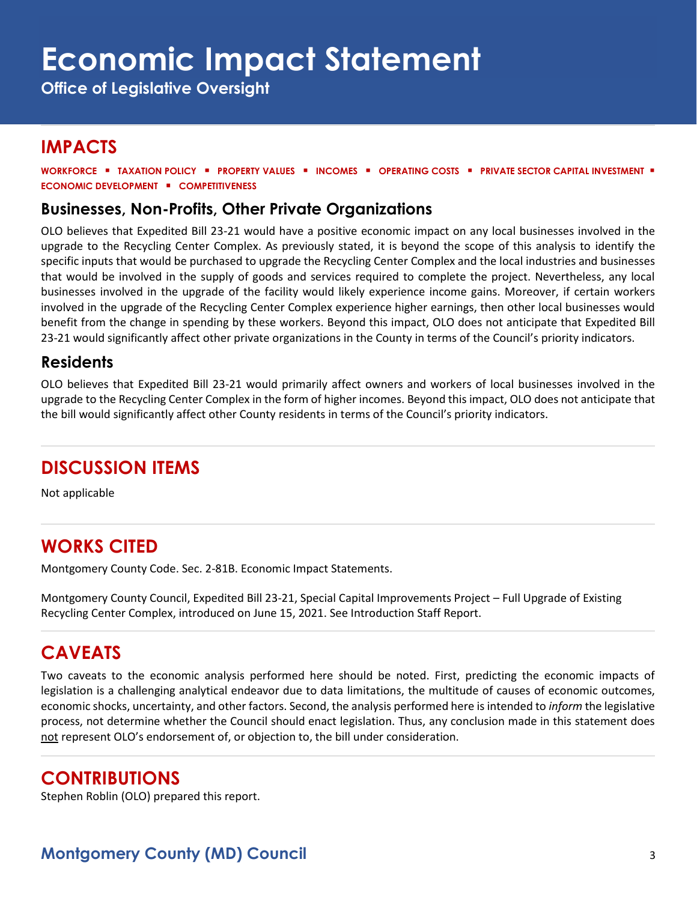# Economic Impact Statement

**Office of Legislative Oversight**

## IMPACTS

**WORKFORCE ▪ TAXATION POLICY ▪ PROPERTY VALUES ▪ INCOMES ▪ OPERATING COSTS ▪ PRIVATE SECTOR CAPITAL INVESTMENT ▪ ECONOMIC DEVELOPMENT ▪ COMPETITIVENESS**

### Businesses, Non-Profits, Other Private Organizations

OLO believes that Expedited Bill 23-21 would have a positive economic impact on any local businesses involved in the upgrade to the Recycling Center Complex. As previously stated, it is beyond the scope of this analysis to identify the specific inputs that would be purchased to upgrade the Recycling Center Complex and the local industries and businesses that would be involved in the supply of goods and services required to complete the project. Nevertheless, any local businesses involved in the upgrade of the facility would likely experience income gains. Moreover, if certain workers involved in the upgrade of the Recycling Center Complex experience higher earnings, then other local businesses would benefit from the change in spending by these workers. Beyond this impact, OLO does not anticipate that Expedited Bill 23-21 would significantly affect other private organizations in the County in terms of the Council's priority indicators.

### Residents

OLO believes that Expedited Bill 23-21 would primarily affect owners and workers of local businesses involved in the upgrade to the Recycling Center Complex in the form of higher incomes. Beyond this impact, OLO does not anticipate that the bill would significantly affect other County residents in terms of the Council's priority indicators.

## DISCUSSION ITEMS

Not applicable

## WORKS CITED

Montgomery County Code. Sec. 2-81B. Economic Impact Statements.

Montgomery County Council, Expedited Bill 23-21, Special Capital Improvements Project – Full Upgrade of Existing Recycling Center Complex, introduced on June 15, 2021. See Introduction Staff Report.

## CAVEATS

Two caveats to the economic analysis performed here should be noted. First, predicting the economic impacts of legislation is a challenging analytical endeavor due to data limitations, the multitude of causes of economic outcomes, economic shocks, uncertainty, and other factors. Second, the analysis performed here is intended to *inform* the legislative process, not determine whether the Council should enact legislation. Thus, any conclusion made in this statement does not represent OLO's endorsement of, or objection to, the bill under consideration.

## CONTRIBUTIONS

Stephen Roblin (OLO) prepared this report.